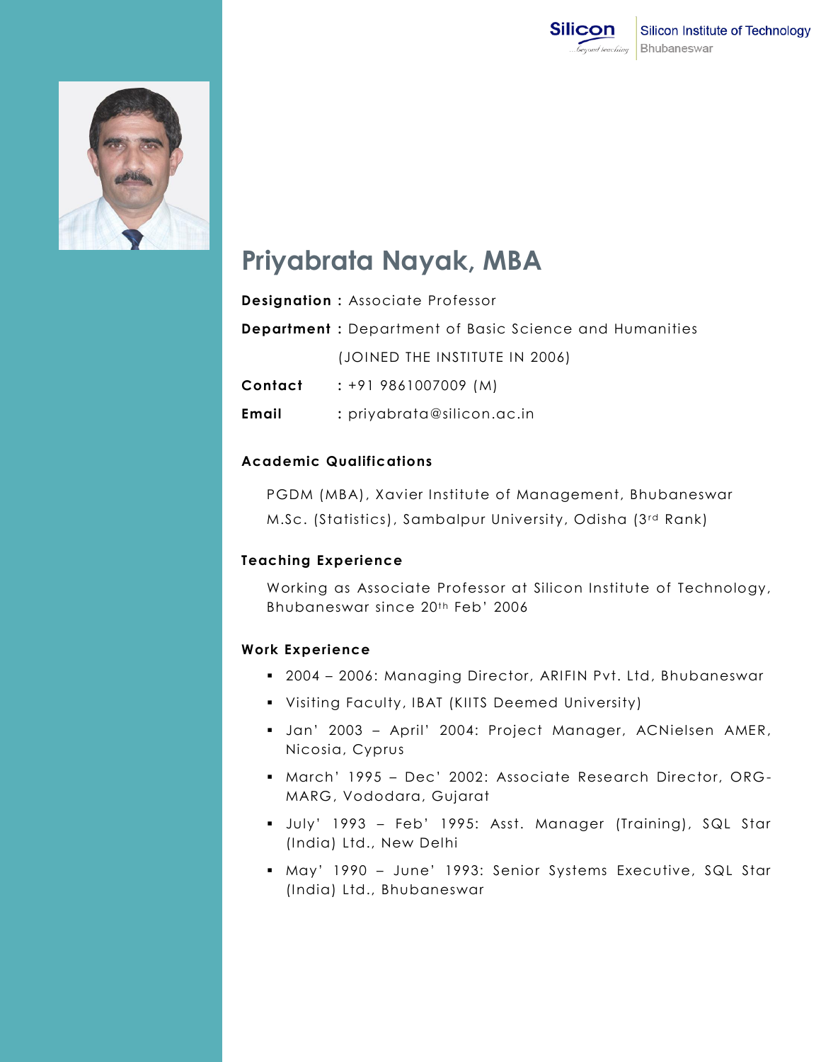Silicon Institute of Technology
Bhubaneswar

# Priyabrata Nayak, MBA

**Designation :** Associate Professor

**Department :** Department of Basic Science and Humanities

(JOINED THE INSTITUTE IN 2006)

**Contact** : +91 9861007009 (M)

**Email** : priyabrata@silicon.ac.in

### Academic Qualifications

PGDM (MBA), Xavier Institute of Management, Bhubaneswar

M.Sc. (Statistics), Sambalpur University, Odisha (3rd Rank)

### Teaching Experience

Working as Associate Professor at Silicon Institute of Technology, Bhubaneswar since 20th Feb' 2006

### Work Experience

- 2004 – 2006: Managing Director, ARIFIN Pvt. Ltd, Bhubaneswar
- Visiting Faculty, IBAT (KIITS Deemed University)
- Jan' 2003 – April' 2004: Project Manager, ACNielsen AMER, Nicosia, Cyprus
- March' 1995 – Dec' 2002: Associate Research Director, ORG-MARG, Vododara, Gujarat
- July' 1993 – Feb' 1995: Asst. Manager (Training), SQL Star (India) Ltd., New Delhi
- May' 1990 – June' 1993: Senior Systems Executive, SQL Star (India) Ltd., Bhubaneswar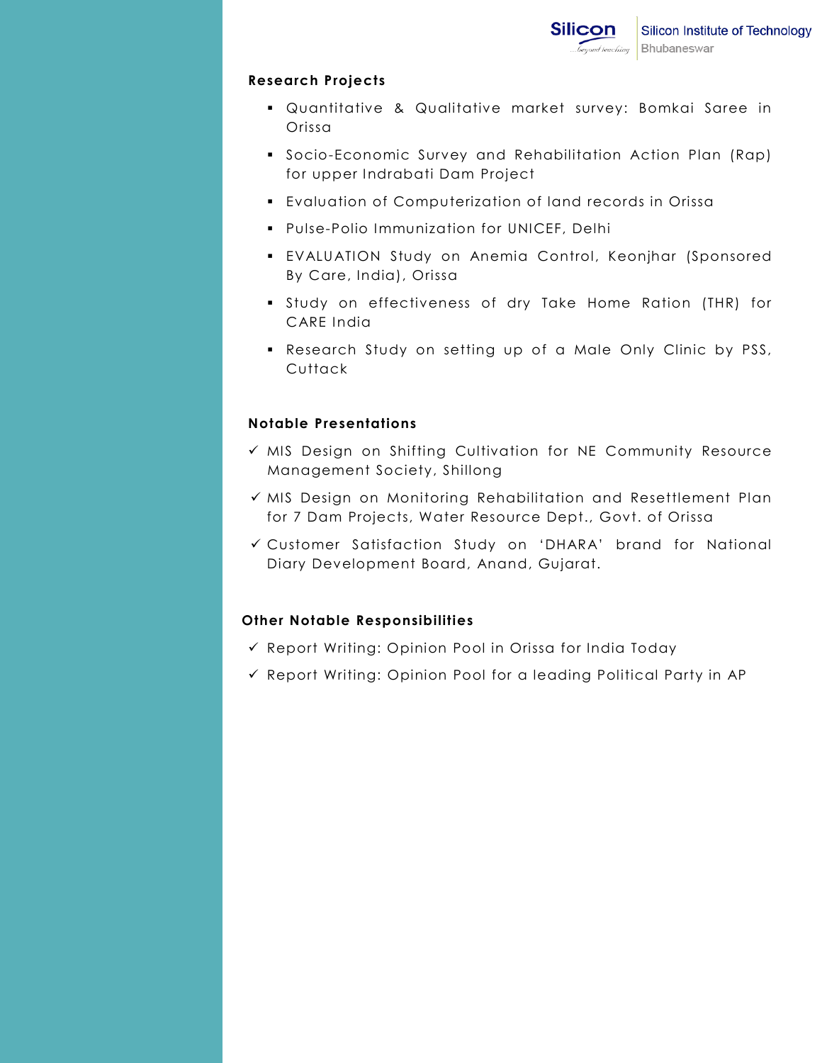### Research Projects

- Quantitative & Qualitative market survey: Bombkai Saree in Orissa
- Socio-Economic Survey and Rehabilitation Action Plan (Rap) for upper Indrabati Dam Project
- Evaluation of Computerization of land records in Orissa
- Pulse-Polio Immunization for UNICEF, Delhi
- EVALUATION Study on Anemia Control, Keonjhar (Sponsored By Care, India), Orissa
- Study on effectiveness of dry Take Home Ration (THR) for CARE India
- Research Study on setting up of a Male Only Clinic by PSS, Cuttack

### Notable Presentations

- ✓ MIS Design on Shifting Cultivation for NE Community Resource Management Society, Shillong
- ✓ MIS Design on Monitoring Rehabilitation and Resettlement Plan for 7 Dam Projects, Water Resource Dept., Govt. of Orissa
- ✓ Customer Satisfaction Study on 'DHARA' brand for National Diary Development Board, Anand, Gujarat.

### Other Notable Responsibilities

- ✓ Report Writing: Opinion Pool in Orissa for India Today
- ✓ Report Writing: Opinion Pool for a leading Political Party in AP